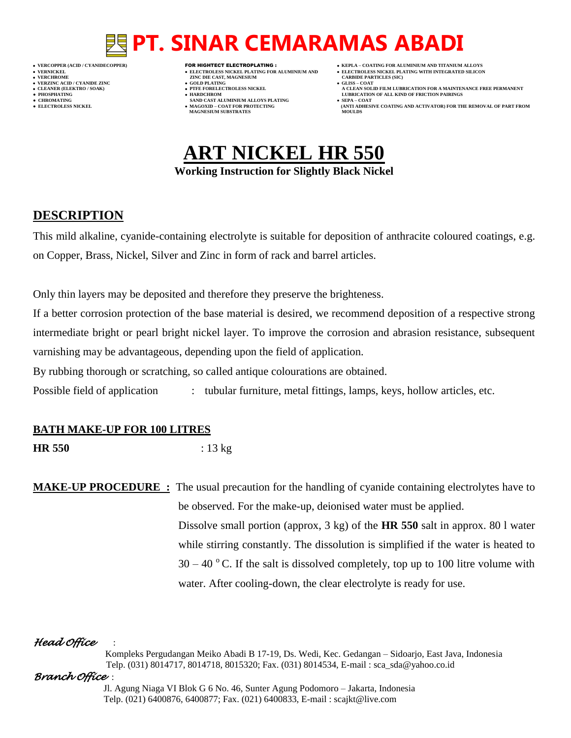# PT. SINAR CEMARAMAS ABADI

- VERCOPPER (ACID / CYANIDECOPPER)
- VERNICKEL
- VERCHROME
- VERZINC ACID / CYANIDE ZINC
- CLEANER (ELEKTRO / SOAK)
- PHOSPHATING
- CHROMATING
- ELECTROLESS NICKEL

FOR HIGHTECT ELECTROPLATING :

- ELECTROLESS NICKEL PLATING FOR ALUMINIUM AND ZINC DIE CAST, MAGNESIUM
- GOLD PLATING
- PTFE FORELECTROLESS NICKEL
- HARDCHROM SAND CAST ALUMINIUM ALLOYS PLATING
- MAGOXID – COAT FOR PROTECTING MAGNESIUM SUBSTRATES

- KEPLA – COATING FOR ALUMINIUM AND TITANIUM ALLOYS
- ELECTROLESS NICKEL PLATING WITH INTEGRATED SILICON CARBIDE PARTICLES (SIC)
- GLISS – COAT A CLEAN SOLID FILM LUBRICATION FOR A MAINTENANCE FREE PERMANENT LUBRICATION OF ALL KIND OF FRICTION PAIRINGS
- SEPA – COAT (ANTI ADHESIVE COATING AND ACTIVATOR) FOR THE REMOVAL OF PART FROM MOULDS

# ART NICKEL HR 550

**Working Instruction for Slightly Black Nickel**

## DESCRIPTION

This mild alkaline, cyanide-containing electrolyte is suitable for deposition of anthracite coloured coatings, e.g. on Copper, Brass, Nickel, Silver and Zinc in form of rack and barrel articles.

Only thin layers may be deposited and therefore they preserve the brighteness.

If a better corrosion protection of the base material is desired, we recommend deposition of a respective strong intermediate bright or pearl bright nickel layer. To improve the corrosion and abrasion resistance, subsequent varnishing may be advantageous, depending upon the field of application.

By rubbing thorough or scratching, so called antique colourations are obtained.

Possible field of application : tubular furniture, metal fittings, lamps, keys, hollow articles, etc.

### BATH MAKE-UP FOR 100 LITRES

**HR 550** : 13 kg

**MAKE-UP PROCEDURE :** The usual precaution for the handling of cyanide containing electrolytes have to be observed. For the make-up, deionised water must be applied.

Dissolve small portion (approx, 3 kg) of the **HR 550** salt in approx. 80 l water while stirring constantly. The dissolution is simplified if the water is heated to 30 – 40 $^{o}$C. If the salt is dissolved completely, top up to 100 litre volume with water. After cooling-down, the clear electrolyte is ready for use.

*Head Office* :

Kompleks Pergudangan Meiko Abadi B 17-19, Ds. Wedi, Kec. Gedangan – Sidoarjo, East Java, Indonesia
Telp. (031) 8014717, 8014718, 8015320; Fax. (031) 8014534, E-mail : sca_sda@yahoo.co.id

*Branch Office* :

Jl. Agung Niaga VI Blok G 6 No. 46, Sunter Agung Podomoro – Jakarta, Indonesia
Telp. (021) 6400876, 6400877; Fax. (021) 6400833, E-mail : scajkt@live.com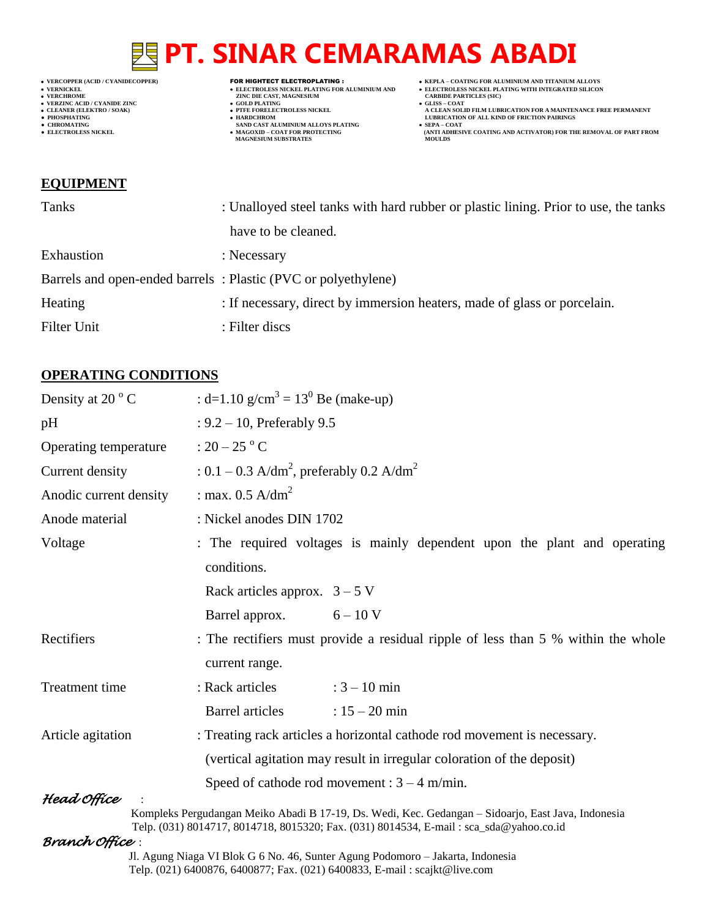## EQUIPMENT

| | |
|---|---|
| Tanks | : Unalloyed steel tanks with hard rubber or plastic lining. Prior to use, the tanks have to be cleaned. |
| Exhaustion | : Necessary |
| Barrels and open-ended barrels | : Plastic (PVC or polyethylene) |
| Heating | : If necessary, direct by immersion heaters, made of glass or porcelain. |
| Filter Unit | : Filter discs |

## OPERATING CONDITIONS

| | |
|---|---|
| Density at 20 °C | : d=1.10 g/cm$^3$ = 13$^0$ Be (make-up) |
| pH | : 9.2 – 10, Preferably 9.5 |
| Operating temperature | : 20 – 25 °C |
| Current density | : 0.1 – 0.3 A/dm$^2$, preferably 0.2 A/dm$^2$ |
| Anodic current density | : max. 0.5 A/dm$^2$ |
| Anode material | : Nickel anodes DIN 1702 |
| Voltage | : The required voltages is mainly dependent upon the plant and operating conditions.<br>Rack articles approx. 3 – 5 V<br>Barrel approx. 6 – 10 V |
| Rectifiers | : The rectifiers must provide a residual ripple of less than 5 % within the whole current range. |
| Treatment time | : Rack articles : 3 – 10 min<br>Barrel articles : 15 – 20 min |
| Article agitation | : Treating rack articles a horizontal cathode rod movement is necessary.<br>(vertical agitation may result in irregular coloration of the deposit)<br>Speed of cathode rod movement : 3 – 4 m/min. |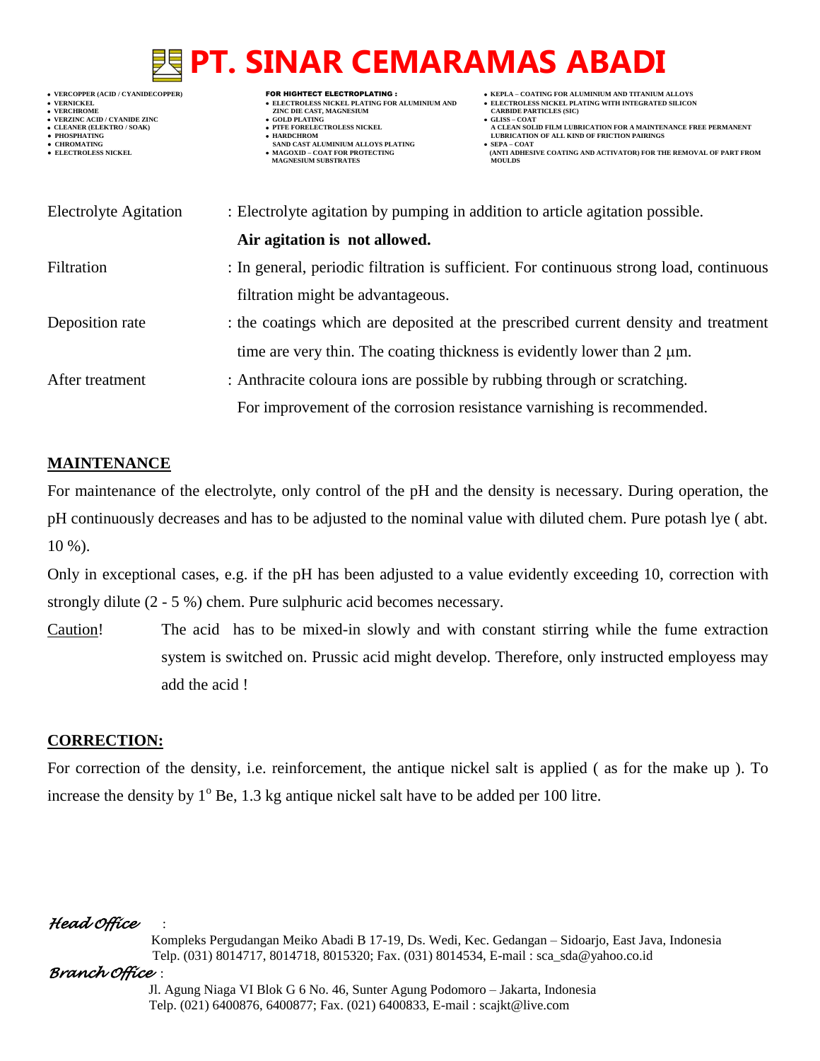| | |
|---|---|
| Electrolyte Agitation | : Electrolyte agitation by pumping in addition to article agitation possible. **Air agitation is not allowed.** |
| Filtration | : In general, periodic filtration is sufficient. For continuous strong load, continuous filtration might be advantageous. |
| Deposition rate | : the coatings which are deposited at the prescribed current density and treatment time are very thin. The coating thickness is evidently lower than 2 μm. |
| After treatment | : Anthracite coloura ions are possible by rubbing through or scratching. For improvement of the corrosion resistance varnishing is recommended. |

## MAINTENANCE

For maintenance of the electrolyte, only control of the pH and the density is necessary. During operation, the pH continuously decreases and has to be adjusted to the nominal value with diluted chem. Pure potash lye ( abt. 10 %).

Only in exceptional cases, e.g. if the pH has been adjusted to a value evidently exceeding 10, correction with strongly dilute (2 - 5 %) chem. Pure sulphuric acid becomes necessary.

Caution! The acid has to be mixed-in slowly and with constant stirring while the fume extraction system is switched on. Prussic acid might develop. Therefore, only instructed employess may add the acid !

## CORRECTION:

For correction of the density, i.e. reinforcement, the antique nickel salt is applied ( as for the make up ). To increase the density by $1^o$ Be, 1.3 kg antique nickel salt have to be added per 100 litre.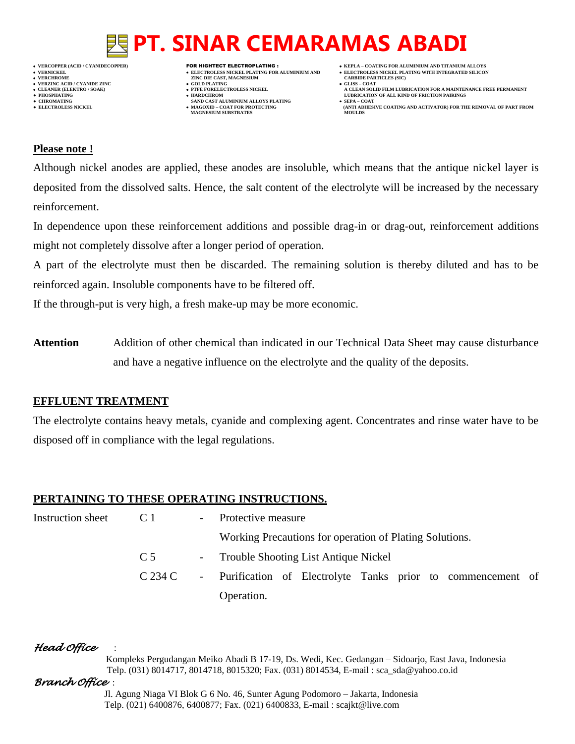**Please note !**

Although nickel anodes are applied, these anodes are insoluble, which means that the antique nickel layer is deposited from the dissolved salts. Hence, the salt content of the electrolyte will be increased by the necessary reinforcement.

In dependence upon these reinforcement additions and possible drag-in or drag-out, reinforcement additions might not completely dissolve after a longer period of operation.

A part of the electrolyte must then be discarded. The remaining solution is thereby diluted and has to be reinforced again. Insoluble components have to be filtered off.

If the through-put is very high, a fresh make-up may be more economic.

**Attention** Addition of other chemical than indicated in our Technical Data Sheet may cause disturbance and have a negative influence on the electrolyte and the quality of the deposits.

## EFFLUENT TREATMENT

The electrolyte contains heavy metals, cyanide and complexing agent. Concentrates and rinse water have to be disposed off in compliance with the legal regulations.

## PERTAINING TO THESE OPERATING INSTRUCTIONS.

| | | | |
|---|---|---|---|
| Instruction sheet | C 1 | - | Protective measure<br>Working Precautions for operation of Plating Solutions. |
| | C 5 | - | Trouble Shooting List Antique Nickel |
| | C 234 C | - | Purification of Electrolyte Tanks prior to commencement of Operation. |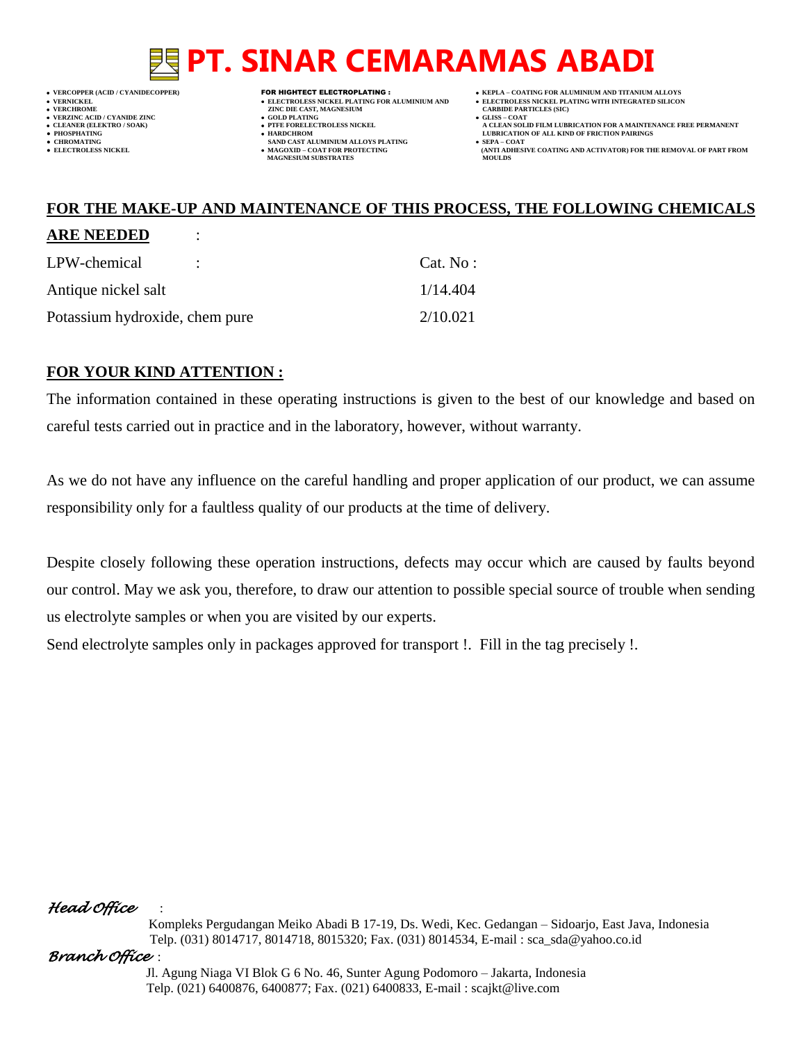## FOR THE MAKE-UP AND MAINTENANCE OF THIS PROCESS, THE FOLLOWING CHEMICALS ARE NEEDED :

| LPW-chemical : | Cat. No : |
|---|---|
| Antique nickel salt | 1/14.404 |
| Potassium hydroxide, chem pure | 2/10.021 |

## FOR YOUR KIND ATTENTION :

The information contained in these operating instructions is given to the best of our knowledge and based on careful tests carried out in practice and in the laboratory, however, without warranty.

As we do not have any influence on the careful handling and proper application of our product, we can assume responsibility only for a faultless quality of our products at the time of delivery.

Despite closely following these operation instructions, defects may occur which are caused by faults beyond our control. May we ask you, therefore, to draw our attention to possible special source of trouble when sending us electrolyte samples or when you are visited by our experts.

Send electrolyte samples only in packages approved for transport !. Fill in the tag precisely !.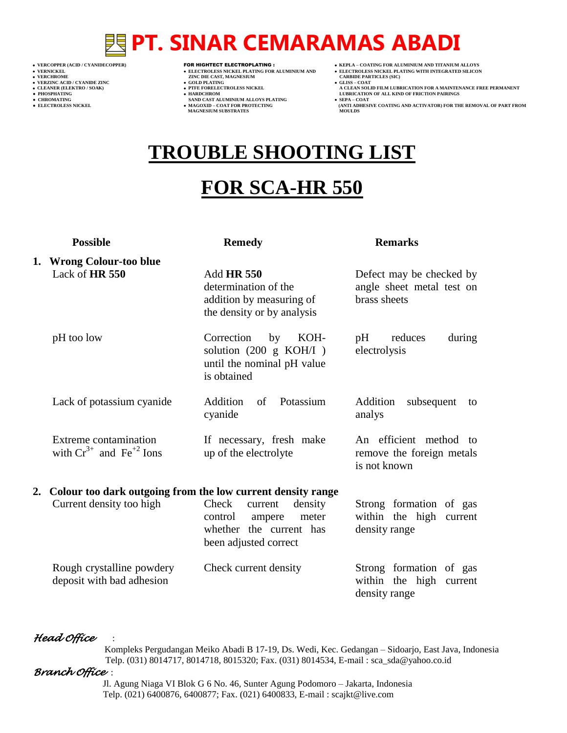# PT. SINAR CEMARAMAS ABADI

- VERCOPPER (ACID / CYANIDECOPPER)
- VERNICKEL
- VERCHROME
- VERZINC ACID / CYANIDE ZINC
- CLEANER (ELEKTRO / SOAK)
- PHOSPHATING
- CHROMATING
- ELECTROLESS NICKEL

FOR HIGHTECT ELECTROPLATING :
- ELECTROLESS NICKEL PLATING FOR ALUMINIUM AND ZINC DIE CAST, MAGNESIUM
- GOLD PLATING
- PTFE FORELECTROLESS NICKEL
- HARDCHROM
  SAND CAST ALUMINIUM ALLOYS PLATING
- MAGOXID – COAT FOR PROTECTING MAGNESIUM SUBSTRATES

- KEPLA – COATING FOR ALUMINIUM AND TITANIUM ALLOYS
- ELECTROLESS NICKEL PLATING WITH INTEGRATED SILICON CARBIDE PARTICLES (SIC)
- GLISS – COAT
  A CLEAN SOLID FILM LUBRICATION FOR A MAINTENANCE FREE PERMANENT LUBRICATION OF ALL KIND OF FRICTION PAIRINGS
- SEPA – COAT
  (ANTI ADHESIVE COATING AND ACTIVATOR) FOR THE REMOVAL OF PART FROM MOULDS

# TROUBLE SHOOTING LIST

# FOR SCA-HR 550

| Possible | Remedy | Remarks |
|---|---|---|
| **1. Wrong Colour-too blue** | | |
| Lack of **HR 550** | Add **HR 550** determination of the addition by measuring of the density or by analysis | Defect may be checked by angle sheet metal test on brass sheets |
| pH too low | Correction by KOH-solution (200 g KOH/I ) until the nominal pH value is obtained | pH reduces during electrolysis |
| Lack of potassium cyanide | Addition of Potassium cyanide | Addition subsequent to analys |
| Extreme contamination with $Cr^{3+}$ and $Fe^{+2}$ Ions | If necessary, fresh make up of the electrolyte | An efficient method to remove the foreign metals is not known |
| **2. Colour too dark outgoing from the low current density range** | | |
| Current density too high | Check current density control ampere meter whether the current has been adjusted correct | Strong formation of gas within the high current density range |
| Rough crystalline powdery deposit with bad adhesion | Check current density | Strong formation of gas within the high current density range |

*Head Office* :
Kompleks Pergudangan Meiko Abadi B 17-19, Ds. Wedi, Kec. Gedangan – Sidoarjo, East Java, Indonesia
Telp. (031) 8014717, 8014718, 8015320; Fax. (031) 8014534, E-mail : sca_sda@yahoo.co.id

*Branch Office* :
Jl. Agung Niaga VI Blok G 6 No. 46, Sunter Agung Podomoro – Jakarta, Indonesia
Telp. (021) 6400876, 6400877; Fax. (021) 6400833, E-mail : scajkt@live.com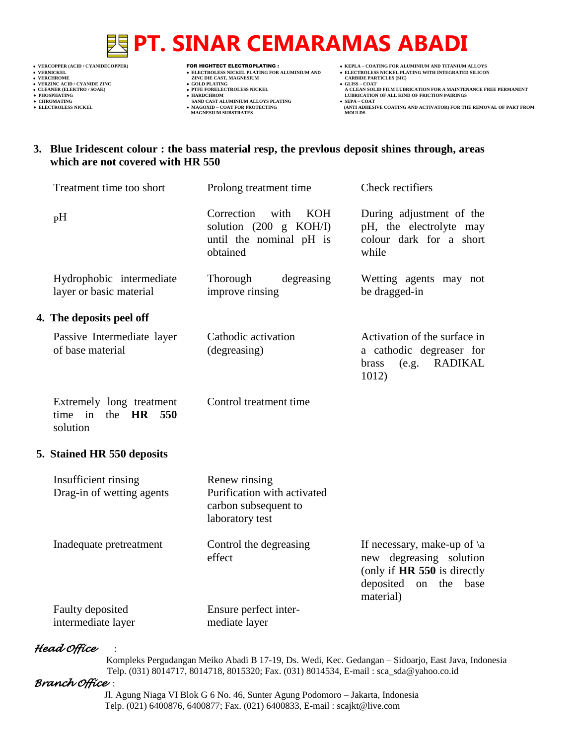### 3. Blue Iridescent colour : the bass material resp, the prevlous deposit shines through, areas which are not covered with HR 550

| | | |
|---|---|---|
| Treatment time too short | Prolong treatment time | Check rectifiers |
| pH | Correction with KOH solution (200 g KOH/I) until the nominal pH is obtained | During adjustment of the pH, the electrolyte may colour dark for a short while |
| Hydrophobic intermediate layer or basic material | Thorough degreasing improve rinsing | Wetting agents may not be dragged-in |

### 4. The deposits peel off

| | | |
|---|---|---|
| Passive Intermediate layer of base material | Cathodic activation (degreasing) | Activation of the surface in a cathodic degreaser for brass (e.g. RADIKAL 1012) |
| Extremely long treatment time in the **HR 550** solution | Control treatment time | |

### 5. Stained HR 550 deposits

| | | |
|---|---|---|
| Insufficient rinsing<br>Drag-in of wetting agents | Renew rinsing<br>Purification with activated carbon subsequent to laboratory test | |
| Inadequate pretreatment | Control the degreasing effect | If necessary, make-up of \a new degreasing solution (only if **HR 550** is directly deposited on the base material) |
| Faulty deposited intermediate layer | Ensure perfect inter-mediate layer | |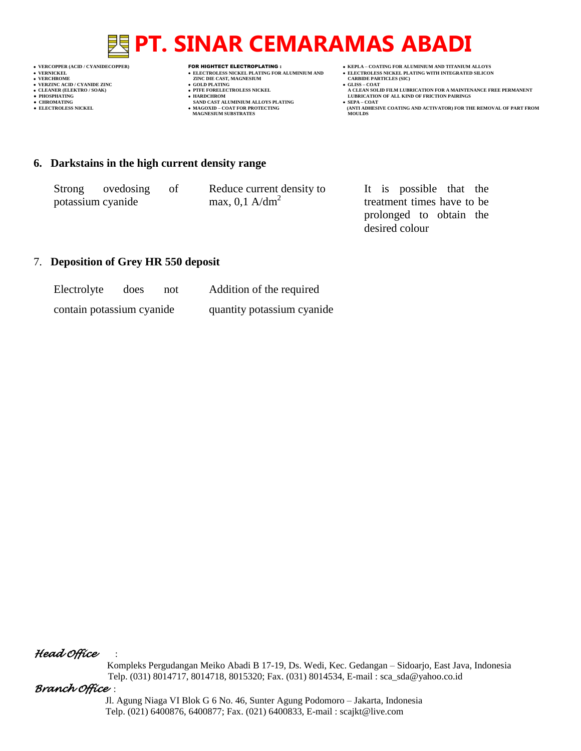### 6. Darkstains in the high current density range

| | | |
|---|---|---|
| Strong ovedosing of potassium cyanide | Reduce current density to max, 0,1 A/dm$^2$ | It is possible that the treatment times have to be prolonged to obtain the desired colour |

### 7. Deposition of Grey HR 550 deposit

| | |
|---|---|
| Electrolyte does not contain potassium cyanide | Addition of the required quantity potassium cyanide |